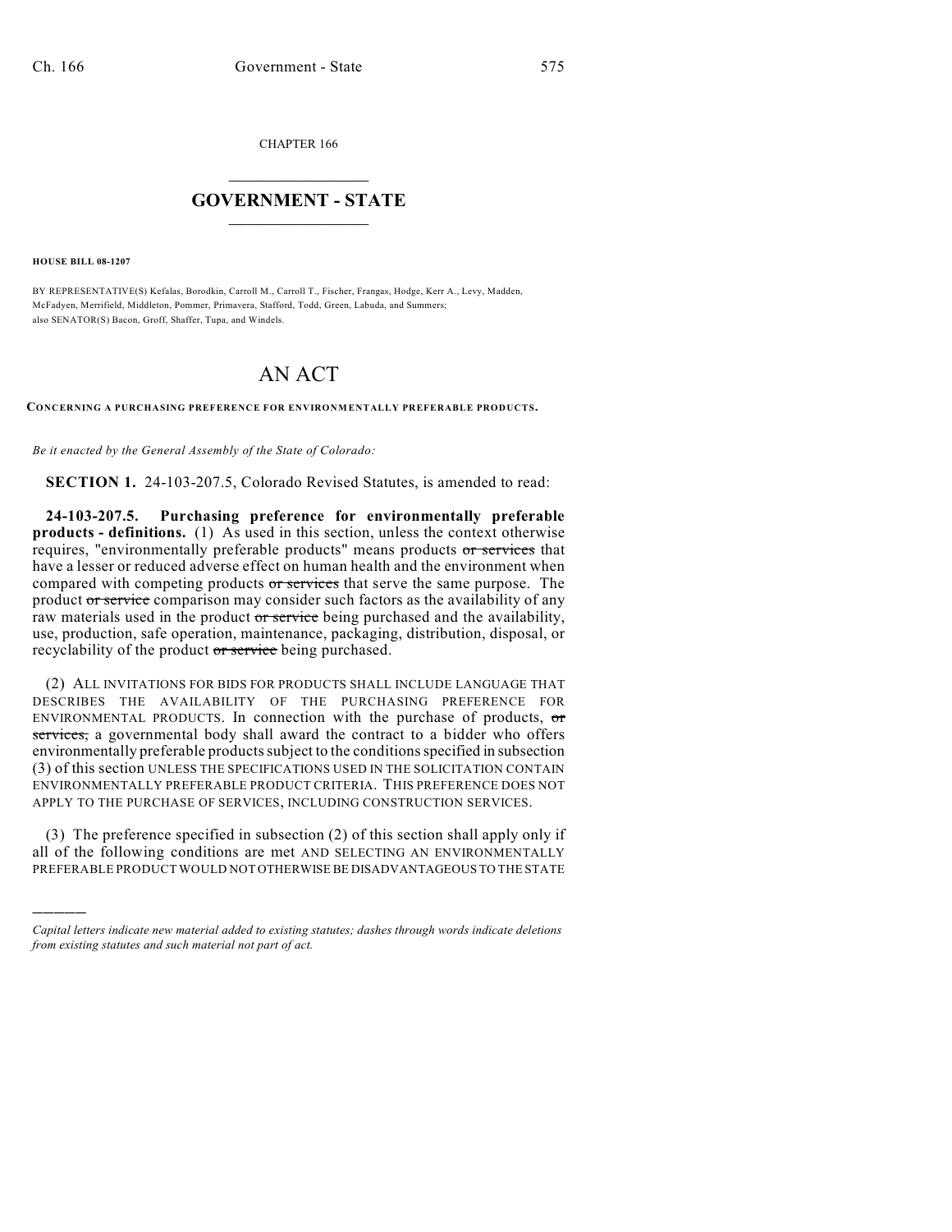CHAPTER 166

# GOVERNMENT - STATE

**HOUSE BILL 08-1207**

BY REPRESENTATIVE(S) Kefalas, Borodkin, Carroll M., Carroll T., Fischer, Frangas, Hodge, Kerr A., Levy, Madden, McFadyen, Merrifield, Middleton, Pommer, Primavera, Stafford, Todd, Green, Labuda, and Summers;
also SENATOR(S) Bacon, Groff, Shaffer, Tupa, and Windels.

# AN ACT

**CONCERNING A PURCHASING PREFERENCE FOR ENVIRONMENTALLY PREFERABLE PRODUCTS.**

*Be it enacted by the General Assembly of the State of Colorado:*

**SECTION 1.** 24-103-207.5, Colorado Revised Statutes, is amended to read:

**24-103-207.5. Purchasing preference for environmentally preferable products - definitions.** (1) As used in this section, unless the context otherwise requires, "environmentally preferable products" means products ~~or services~~ that have a lesser or reduced adverse effect on human health and the environment when compared with competing products ~~or services~~ that serve the same purpose. The product ~~or service~~ comparison may consider such factors as the availability of any raw materials used in the product ~~or service~~ being purchased and the availability, use, production, safe operation, maintenance, packaging, distribution, disposal, or recyclability of the product ~~or service~~ being purchased.

(2) ALL INVITATIONS FOR BIDS FOR PRODUCTS SHALL INCLUDE LANGUAGE THAT DESCRIBES THE AVAILABILITY OF THE PURCHASING PREFERENCE FOR ENVIRONMENTAL PRODUCTS. In connection with the purchase of products, ~~or services,~~ a governmental body shall award the contract to a bidder who offers environmentally preferable products subject to the conditions specified in subsection (3) of this section UNLESS THE SPECIFICATIONS USED IN THE SOLICITATION CONTAIN ENVIRONMENTALLY PREFERABLE PRODUCT CRITERIA. THIS PREFERENCE DOES NOT APPLY TO THE PURCHASE OF SERVICES, INCLUDING CONSTRUCTION SERVICES.

(3) The preference specified in subsection (2) of this section shall apply only if all of the following conditions are met AND SELECTING AN ENVIRONMENTALLY PREFERABLE PRODUCT WOULD NOT OTHERWISE BE DISADVANTAGEOUS TO THE STATE

---

*Capital letters indicate new material added to existing statutes; dashes through words indicate deletions from existing statutes and such material not part of act.*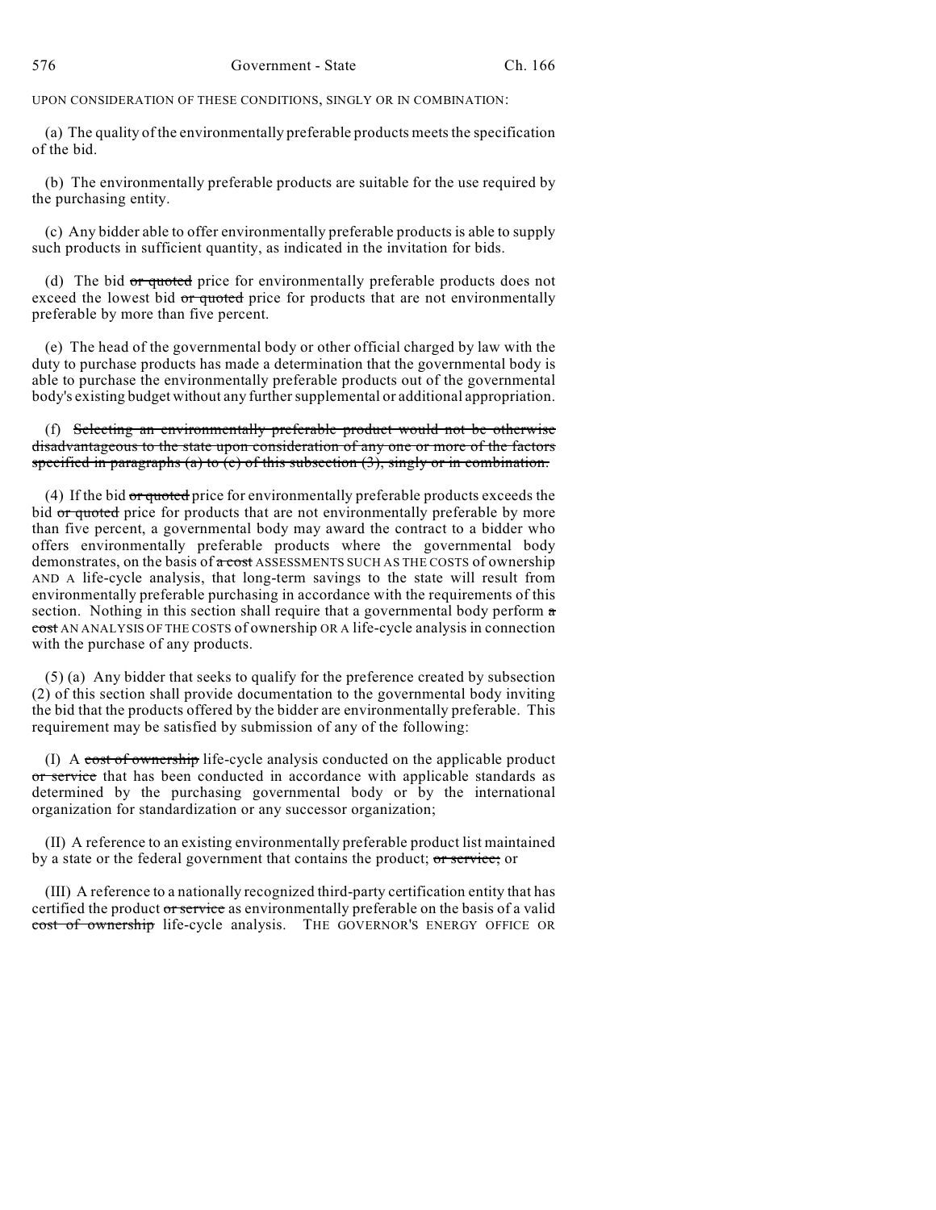UPON CONSIDERATION OF THESE CONDITIONS, SINGLY OR IN COMBINATION:

(a) The quality of the environmentally preferable products meets the specification of the bid.

(b) The environmentally preferable products are suitable for the use required by the purchasing entity.

(c) Any bidder able to offer environmentally preferable products is able to supply such products in sufficient quantity, as indicated in the invitation for bids.

(d) The bid ~~or quoted~~ price for environmentally preferable products does not exceed the lowest bid ~~or quoted~~ price for products that are not environmentally preferable by more than five percent.

(e) The head of the governmental body or other official charged by law with the duty to purchase products has made a determination that the governmental body is able to purchase the environmentally preferable products out of the governmental body's existing budget without any further supplemental or additional appropriation.

(f) ~~Selecting an environmentally preferable product would not be otherwise disadvantageous to the state upon consideration of any one or more of the factors specified in paragraphs (a) to (e) of this subsection (3), singly or in combination.~~

(4) If the bid ~~or quoted~~ price for environmentally preferable products exceeds the bid ~~or quoted~~ price for products that are not environmentally preferable by more than five percent, a governmental body may award the contract to a bidder who offers environmentally preferable products where the governmental body demonstrates, on the basis of ~~a cost~~ ASSESSMENTS SUCH AS THE COSTS of ownership AND A life-cycle analysis, that long-term savings to the state will result from environmentally preferable purchasing in accordance with the requirements of this section. Nothing in this section shall require that a governmental body perform ~~a cost~~ AN ANALYSIS OF THE COSTS of ownership OR A life-cycle analysis in connection with the purchase of any products.

(5) (a) Any bidder that seeks to qualify for the preference created by subsection (2) of this section shall provide documentation to the governmental body inviting the bid that the products offered by the bidder are environmentally preferable. This requirement may be satisfied by submission of any of the following:

(I) A ~~cost of ownership~~ life-cycle analysis conducted on the applicable product ~~or service~~ that has been conducted in accordance with applicable standards as determined by the purchasing governmental body or by the international organization for standardization or any successor organization;

(II) A reference to an existing environmentally preferable product list maintained by a state or the federal government that contains the product; ~~or service;~~ or

(III) A reference to a nationally recognized third-party certification entity that has certified the product ~~or service~~ as environmentally preferable on the basis of a valid ~~cost of ownership~~ life-cycle analysis. THE GOVERNOR'S ENERGY OFFICE OR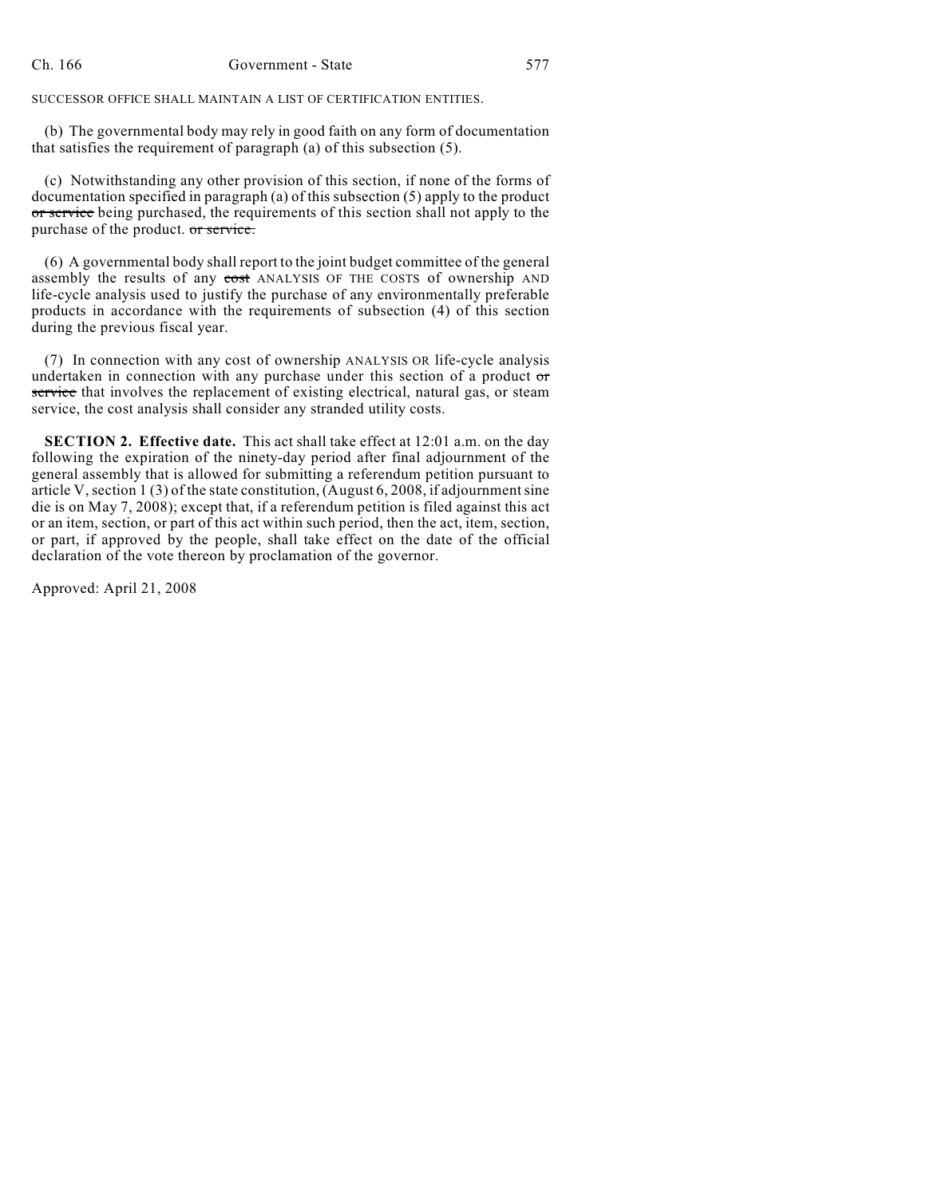SUCCESSOR OFFICE SHALL MAINTAIN A LIST OF CERTIFICATION ENTITIES.

(b) The governmental body may rely in good faith on any form of documentation that satisfies the requirement of paragraph (a) of this subsection (5).

(c) Notwithstanding any other provision of this section, if none of the forms of documentation specified in paragraph (a) of this subsection (5) apply to the product ~~or service~~ being purchased, the requirements of this section shall not apply to the purchase of the product. ~~or service.~~

(6) A governmental body shall report to the joint budget committee of the general assembly the results of any ~~cost~~ ANALYSIS OF THE COSTS of ownership AND life-cycle analysis used to justify the purchase of any environmentally preferable products in accordance with the requirements of subsection (4) of this section during the previous fiscal year.

(7) In connection with any cost of ownership ANALYSIS OR life-cycle analysis undertaken in connection with any purchase under this section of a product ~~or service~~ that involves the replacement of existing electrical, natural gas, or steam service, the cost analysis shall consider any stranded utility costs.

**SECTION 2. Effective date.** This act shall take effect at 12:01 a.m. on the day following the expiration of the ninety-day period after final adjournment of the general assembly that is allowed for submitting a referendum petition pursuant to article V, section 1 (3) of the state constitution, (August 6, 2008, if adjournment sine die is on May 7, 2008); except that, if a referendum petition is filed against this act or an item, section, or part of this act within such period, then the act, item, section, or part, if approved by the people, shall take effect on the date of the official declaration of the vote thereon by proclamation of the governor.

Approved: April 21, 2008